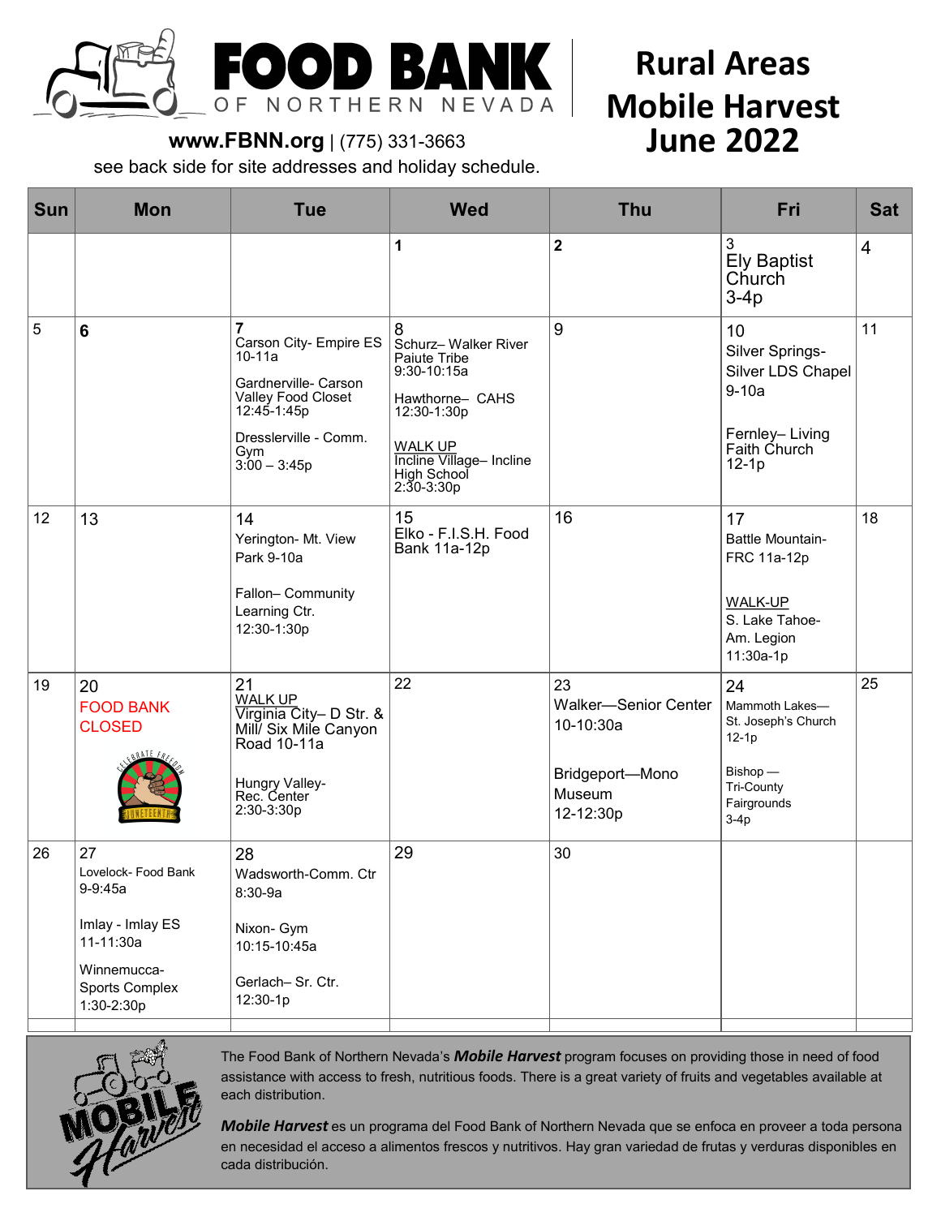# FOOD BANK OF NORTHERN NEVADA

**www.FBNN.org** | (775) 331-3663

see back side for site addresses and holiday schedule.

# Rural Areas Mobile Harvest June 2022

| Sun | Mon | Tue | Wed | Thu | Fri | Sat |
|---|---|---|---|---|---|---|
| | | | **1** | **2** | 3<br>Ely Baptist Church<br>3-4p | 4 |
| 5 | **6** | 7<br>Carson City- Empire ES<br>10-11a<br><br>Gardnerville- Carson Valley Food Closet<br>12:45-1:45p<br><br>Dresslerville - Comm. Gym<br>3:00 – 3:45p | 8<br>Schurz– Walker River Paiute Tribe<br>9:30-10:15a<br><br>Hawthorne– CAHS<br>12:30-1:30p<br><br>WALK UP<br>Incline Village– Incline High School<br>2:30-3:30p | 9 | 10<br>Silver Springs- Silver LDS Chapel<br>9-10a<br><br>Fernley– Living Faith Church<br>12-1p | 11 |
| 12 | 13 | 14<br>Yerington- Mt. View Park 9-10a<br><br>Fallon– Community Learning Ctr.<br>12:30-1:30p | 15<br>Elko - F.I.S.H. Food Bank 11a-12p | 16 | 17<br>Battle Mountain- FRC 11a-12p<br><br>WALK-UP<br>S. Lake Tahoe- Am. Legion<br>11:30a-1p | 18 |
| 19 | 20<br>FOOD BANK CLOSED<br>CELEBRATE FREEDOM JUNETEENTH | 21<br>WALK UP<br>Virginia City– D Str. & Mill/ Six Mile Canyon Road 10-11a<br><br>Hungry Valley- Rec. Center<br>2:30-3:30p | 22 | 23<br>Walker—Senior Center<br>10-10:30a<br><br>Bridgeport—Mono Museum<br>12-12:30p | 24<br>Mammoth Lakes—St. Joseph's Church<br>12-1p<br><br>Bishop — Tri-County Fairgrounds<br>3-4p | 25 |
| 26 | 27<br>Lovelock- Food Bank<br>9-9:45a<br><br>Imlay - Imlay ES<br>11-11:30a<br><br>Winnemucca- Sports Complex<br>1:30-2:30p | 28<br>Wadsworth-Comm. Ctr<br>8:30-9a<br><br>Nixon- Gym<br>10:15-10:45a<br><br>Gerlach– Sr. Ctr.<br>12:30-1p | 29 | 30 | | |

The Food Bank of Northern Nevada's ***Mobile Harvest*** program focuses on providing those in need of food assistance with access to fresh, nutritious foods. There is a great variety of fruits and vegetables available at each distribution.

***Mobile Harvest*** es un programa del Food Bank of Northern Nevada que se enfoca en proveer a toda persona en necesidad el acceso a alimentos frescos y nutritivos. Hay gran variedad de frutas y verduras disponibles en cada distribución.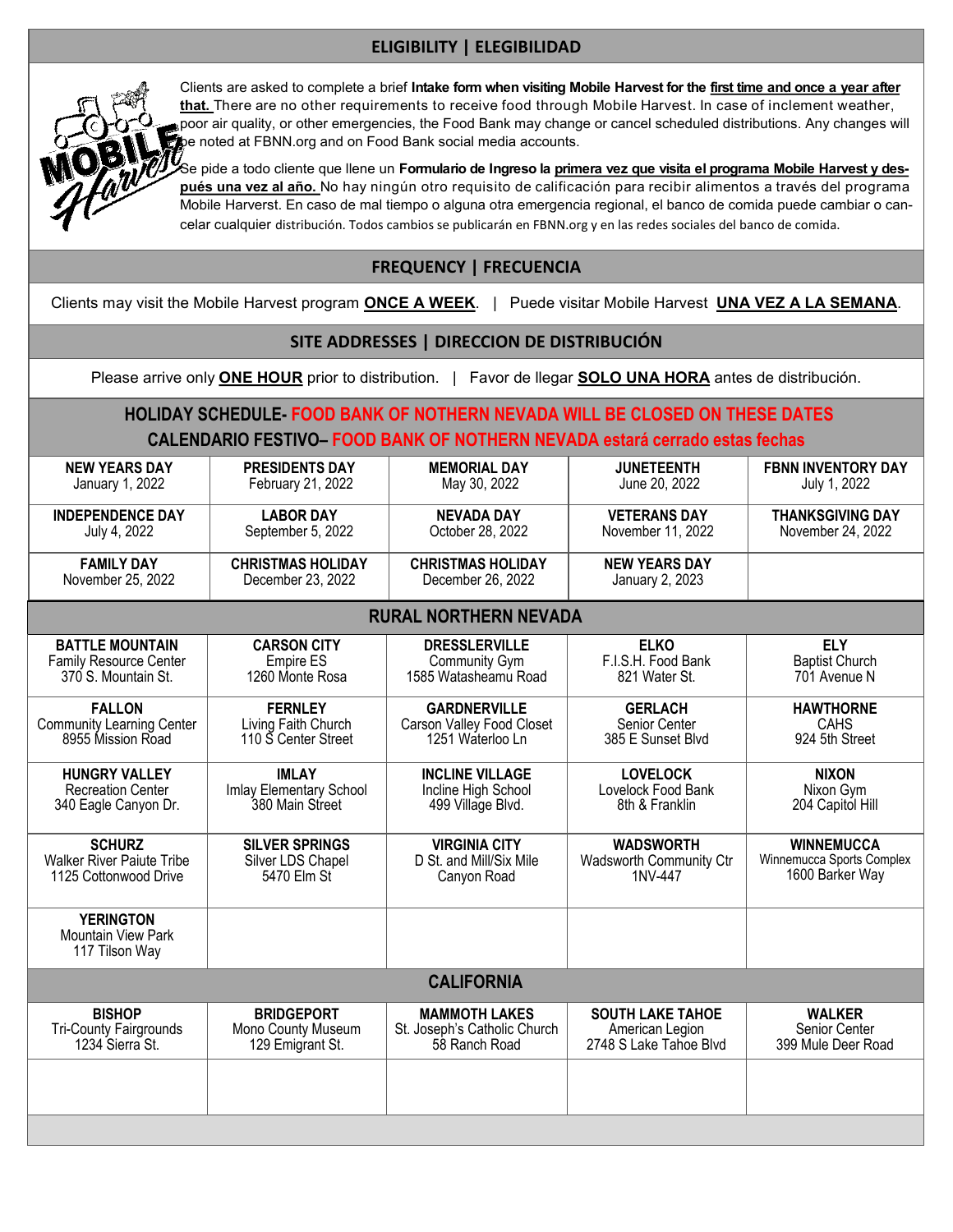## ELIGIBILITY | ELEGIBILIDAD

Clients are asked to complete a brief **Intake form when visiting Mobile Harvest for the first time and once a year after that.** There are no other requirements to receive food through Mobile Harvest. In case of inclement weather, poor air quality, or other emergencies, the Food Bank may change or cancel scheduled distributions. Any changes will be noted at FBNN.org and on Food Bank social media accounts.

Se pide a todo cliente que llene un **Formulario de Ingreso la primera vez que visita el programa Mobile Harvest y después una vez al año.** No hay ningún otro requisito de calificación para recibir alimentos a través del programa Mobile Harverst. En caso de mal tiempo o alguna otra emergencia regional, el banco de comida puede cambiar o cancelar cualquier distribución. Todos cambios se publicarán en FBNN.org y en las redes sociales del banco de comida.

## FREQUENCY | FRECUENCIA

Clients may visit the Mobile Harvest program **ONCE A WEEK**. | Puede visitar Mobile Harvest **UNA VEZ A LA SEMANA**.

## SITE ADDRESSES | DIRECCION DE DISTRIBUCIÓN

Please arrive only **ONE HOUR** prior to distribution. | Favor de llegar **SOLO UNA HORA** antes de distribución.

## HOLIDAY SCHEDULE- FOOD BANK OF NOTHERN NEVADA WILL BE CLOSED ON THESE DATES
## CALENDARIO FESTIVO– FOOD BANK OF NOTHERN NEVADA estará cerrado estas fechas

| | | | | |
|---|---|---|---|---|
| **NEW YEARS DAY** January 1, 2022 | **PRESIDENTS DAY** February 21, 2022 | **MEMORIAL DAY** May 30, 2022 | **JUNETEENTH** June 20, 2022 | **FBNN INVENTORY DAY** July 1, 2022 |
| **INDEPENDENCE DAY** July 4, 2022 | **LABOR DAY** September 5, 2022 | **NEVADA DAY** October 28, 2022 | **VETERANS DAY** November 11, 2022 | **THANKSGIVING DAY** November 24, 2022 |
| **FAMILY DAY** November 25, 2022 | **CHRISTMAS HOLIDAY** December 23, 2022 | **CHRISTMAS HOLIDAY** December 26, 2022 | **NEW YEARS DAY** January 2, 2023 | |

## RURAL NORTHERN NEVADA

| | | | | |
|---|---|---|---|---|
| **BATTLE MOUNTAIN** Family Resource Center 370 S. Mountain St. | **CARSON CITY** Empire ES 1260 Monte Rosa | **DRESSLERVILLE** Community Gym 1585 Watasheamu Road | **ELKO** F.I.S.H. Food Bank 821 Water St. | **ELY** Baptist Church 701 Avenue N |
| **FALLON** Community Learning Center 8955 Mission Road | **FERNLEY** Living Faith Church 110 S Center Street | **GARDNERVILLE** Carson Valley Food Closet 1251 Waterloo Ln | **GERLACH** Senior Center 385 E Sunset Blvd | **HAWTHORNE** CAHS 924 5th Street |
| **HUNGRY VALLEY** Recreation Center 340 Eagle Canyon Dr. | **IMLAY** Imlay Elementary School 380 Main Street | **INCLINE VILLAGE** Incline High School 499 Village Blvd. | **LOVELOCK** Lovelock Food Bank 8th & Franklin | **NIXON** Nixon Gym 204 Capitol Hill |
| **SCHURZ** Walker River Paiute Tribe 1125 Cottonwood Drive | **SILVER SPRINGS** Silver LDS Chapel 5470 Elm St | **VIRGINIA CITY** D St. and Mill/Six Mile Canyon Road | **WADSWORTH** Wadsworth Community Ctr 1NV-447 | **WINNEMUCCA** Winnemucca Sports Complex 1600 Barker Way |
| **YERINGTON** Mountain View Park 117 Tilson Way | | | | |

## CALIFORNIA

| | | | | |
|---|---|---|---|---|
| **BISHOP** Tri-County Fairgrounds 1234 Sierra St. | **BRIDGEPORT** Mono County Museum 129 Emigrant St. | **MAMMOTH LAKES** St. Joseph's Catholic Church 58 Ranch Road | **SOUTH LAKE TAHOE** American Legion 2748 S Lake Tahoe Blvd | **WALKER** Senior Center 399 Mule Deer Road |